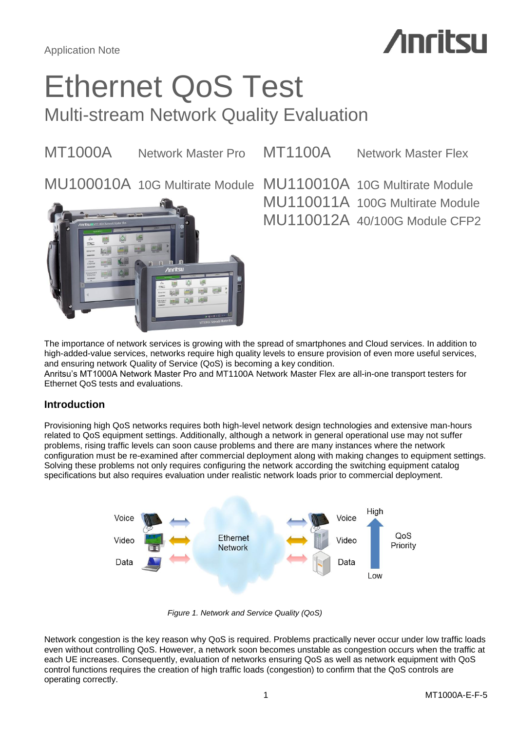Application Note

# Ethernet QoS Test

## Multi-stream Network Quality Evaluation

MT1000A Network Master Pro

MU100010A 10G Multirate Module

MT1100A Network Master Flex

MU110010A 10G Multirate Module
MU110011A 100G Multirate Module
MU110012A 40/100G Module CFP2

The importance of network services is growing with the spread of smartphones and Cloud services. In addition to high-added-value services, networks require high quality levels to ensure provision of even more useful services, and ensuring network Quality of Service (QoS) is becoming a key condition.
Anritsu's MT1000A Network Master Pro and MT1100A Network Master Flex are all-in-one transport testers for Ethernet QoS tests and evaluations.

### Introduction

Provisioning high QoS networks requires both high-level network design technologies and extensive man-hours related to QoS equipment settings. Additionally, although a network in general operational use may not suffer problems, rising traffic levels can soon cause problems and there are many instances where the network configuration must be re-examined after commercial deployment along with making changes to equipment settings. Solving these problems not only requires configuring the network according the switching equipment catalog specifications but also requires evaluation under realistic network loads prior to commercial deployment.

Voice
Video
Data
Ethernet Network
Voice
Video
Data
High
QoS Priority
Low

*Figure 1. Network and Service Quality (QoS)*

Network congestion is the key reason why QoS is required. Problems practically never occur under low traffic loads even without controlling QoS. However, a network soon becomes unstable as congestion occurs when the traffic at each UE increases. Consequently, evaluation of networks ensuring QoS as well as network equipment with QoS control functions requires the creation of high traffic loads (congestion) to confirm that the QoS controls are operating correctly.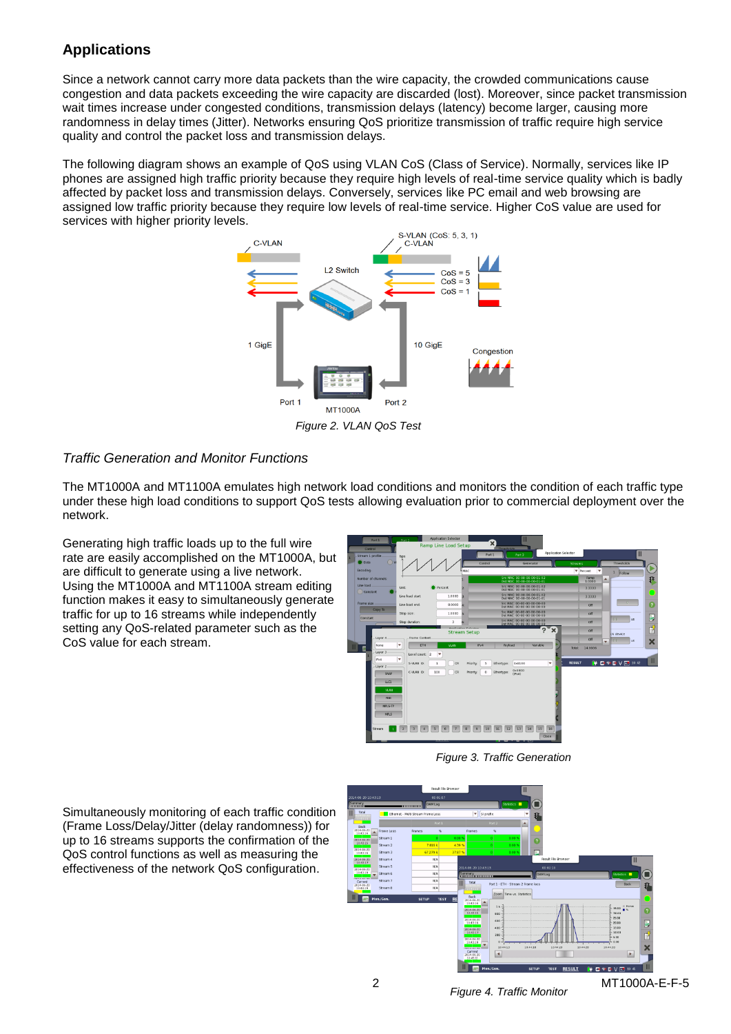## Applications

Since a network cannot carry more data packets than the wire capacity, the crowded communications cause congestion and data packets exceeding the wire capacity are discarded (lost). Moreover, since packet transmission wait times increase under congested conditions, transmission delays (latency) become larger, causing more randomness in delay times (Jitter). Networks ensuring QoS prioritize transmission of traffic require high service quality and control the packet loss and transmission delays.

The following diagram shows an example of QoS using VLAN CoS (Class of Service). Normally, services like IP phones are assigned high traffic priority because they require high levels of real-time service quality which is badly affected by packet loss and transmission delays. Conversely, services like PC email and web browsing are assigned low traffic priority because they require low levels of real-time service. Higher CoS value are used for services with higher priority levels.

C-VLAN

S-VLAN (CoS: 5, 3, 1)
C-VLAN

L2 Switch

CoS = 5
CoS = 3
CoS = 1

1 GigE

10 GigE

Congestion

Port 1

Port 2

MT1000A

*Figure 2. VLAN QoS Test*

### *Traffic Generation and Monitor Functions*

The MT1000A and MT1100A emulates high network load conditions and monitors the condition of each traffic type under these high load conditions to support QoS tests allowing evaluation prior to commercial deployment over the network.

Generating high traffic loads up to the full wire rate are easily accomplished on the MT1000A, but are difficult to generate using a live network. Using the MT1000A and MT1100A stream editing function makes it easy to simultaneously generate traffic for up to 16 streams while independently setting any QoS-related parameter such as the CoS value for each stream.

*Figure 3. Traffic Generation*

Simultaneously monitoring of each traffic condition (Frame Loss/Delay/Jitter (delay randomness)) for up to 16 streams supports the confirmation of the QoS control functions as well as measuring the effectiveness of the network QoS configuration.

*Figure 4. Traffic Monitor*

MT1000A-E-F-5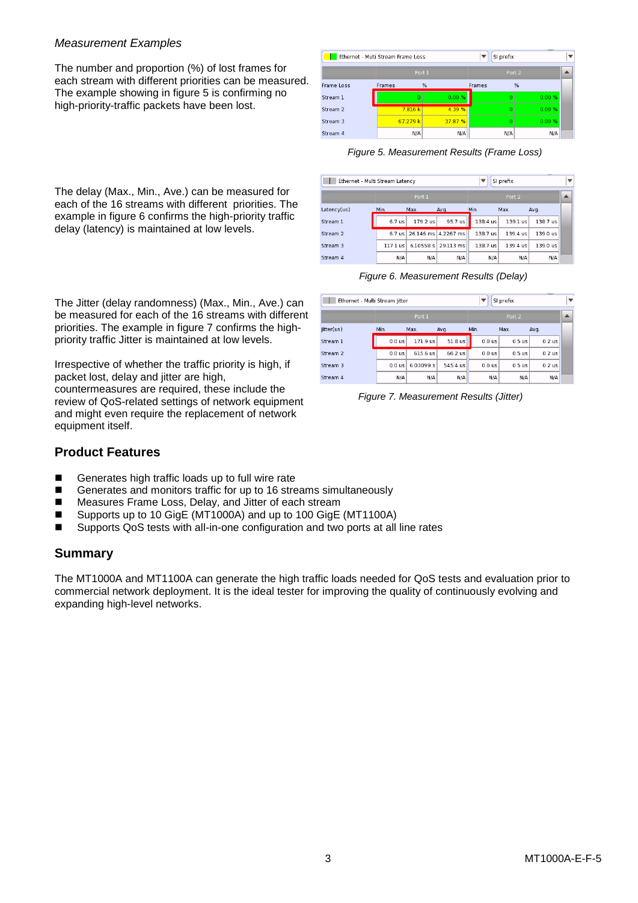*Measurement Examples*

The number and proportion (%) of lost frames for each stream with different priorities can be measured. The example showing in figure 5 is confirming no high-priority-traffic packets have been lost.

Ethernet - Multi Stream Frame Loss | SI prefix

| | Port 1 | | Port 2 | |
|---|---|---|---|---|
| Frame Loss | Frames | % | Frames | % |
| Stream 1 | 0 | 0.00 % | 0 | 0.00 % |
| Stream 2 | 7.816 k | 4.39 % | 0 | 0.00 % |
| Stream 3 | 67.279 k | 37.87 % | 0 | 0.00 % |
| Stream 4 | N/A | N/A | N/A | N/A |

*Figure 5. Measurement Results (Frame Loss)*

The delay (Max., Min., Ave.) can be measured for each of the 16 streams with different priorities. The example in figure 6 confirms the high-priority traffic delay (latency) is maintained at low levels.

Ethernet - Multi Stream Latency | SI prefix

| | Port 1 | | | Port 2 | | |
|---|---|---|---|---|---|---|
| Latency(us) | Min. | Max. | Avg. | Min. | Max. | Avg. |
| Stream 1 | 6.7 us | 179.2 us | 95.7 us | 138.4 us | 139.1 us | 138.7 us |
| Stream 2 | 6.7 us | 26.146 ms | 4.2267 ms | 138.7 us | 139.4 us | 139.0 us |
| Stream 3 | 117.1 us | 6.10558 s | 29.113 ms | 138.7 us | 139.4 us | 139.0 us |
| Stream 4 | N/A | N/A | N/A | N/A | N/A | N/A |

*Figure 6. Measurement Results (Delay)*

The Jitter (delay randomness) (Max., Min., Ave.) can be measured for each of the 16 streams with different priorities. The example in figure 7 confirms the high-priority traffic Jitter is maintained at low levels.

Ethernet - Multi Stream Jitter | SI prefix

| | Port 1 | | | Port 2 | | |
|---|---|---|---|---|---|---|
| Jitter(us) | Min. | Max. | Avg. | Min. | Max. | Avg. |
| Stream 1 | 0.0 us | 171.9 us | 51.8 us | 0.0 us | 0.5 us | 0.2 us |
| Stream 2 | 0.0 us | 615.6 us | 66.2 us | 0.0 us | 0.5 us | 0.2 us |
| Stream 3 | 0.0 us | 6.03099 s | 545.4 us | 0.0 us | 0.5 us | 0.2 us |
| Stream 4 | N/A | N/A | N/A | N/A | N/A | N/A |

*Figure 7. Measurement Results (Jitter)*

Irrespective of whether the traffic priority is high, if packet lost, delay and jitter are high, countermeasures are required, these include the review of QoS-related settings of network equipment and might even require the replacement of network equipment itself.

## Product Features

- Generates high traffic loads up to full wire rate
- Generates and monitors traffic for up to 16 streams simultaneously
- Measures Frame Loss, Delay, and Jitter of each stream
- Supports up to 10 GigE (MT1000A) and up to 100 GigE (MT1100A)
- Supports QoS tests with all-in-one configuration and two ports at all line rates

## Summary

The MT1000A and MT1100A can generate the high traffic loads needed for QoS tests and evaluation prior to commercial network deployment. It is the ideal tester for improving the quality of continuously evolving and expanding high-level networks.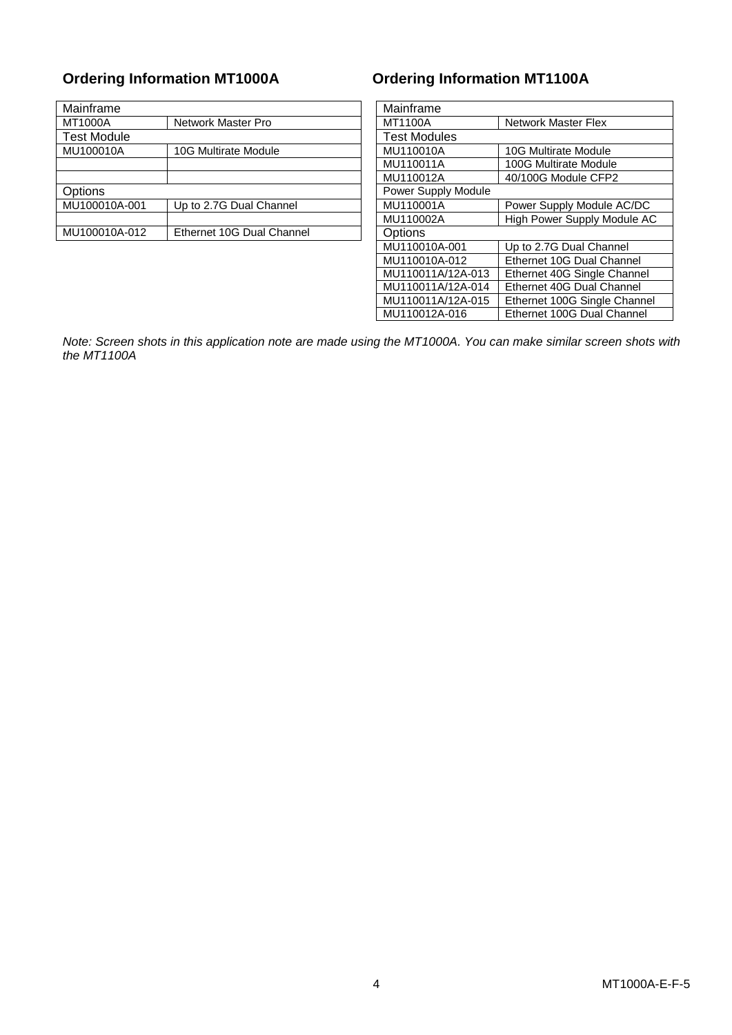## Ordering Information MT1000A

| | |
|---|---|
| Mainframe | |
| MT1000A | Network Master Pro |
| Test Module | |
| MU100010A | 10G Multirate Module |
| | |
| | |
| Options | |
| MU100010A-001 | Up to 2.7G Dual Channel |
| | |
| MU100010A-012 | Ethernet 10G Dual Channel |

## Ordering Information MT1100A

| | |
|---|---|
| Mainframe | |
| MT1100A | Network Master Flex |
| Test Modules | |
| MU110010A | 10G Multirate Module |
| MU110011A | 100G Multirate Module |
| MU110012A | 40/100G Module CFP2 |
| Power Supply Module | |
| MU110001A | Power Supply Module AC/DC |
| MU110002A | High Power Supply Module AC |
| Options | |
| MU110010A-001 | Up to 2.7G Dual Channel |
| MU110010A-012 | Ethernet 10G Dual Channel |
| MU110011A/12A-013 | Ethernet 40G Single Channel |
| MU110011A/12A-014 | Ethernet 40G Dual Channel |
| MU110011A/12A-015 | Ethernet 100G Single Channel |
| MU110012A-016 | Ethernet 100G Dual Channel |

*Note: Screen shots in this application note are made using the MT1000A. You can make similar screen shots with the MT1100A*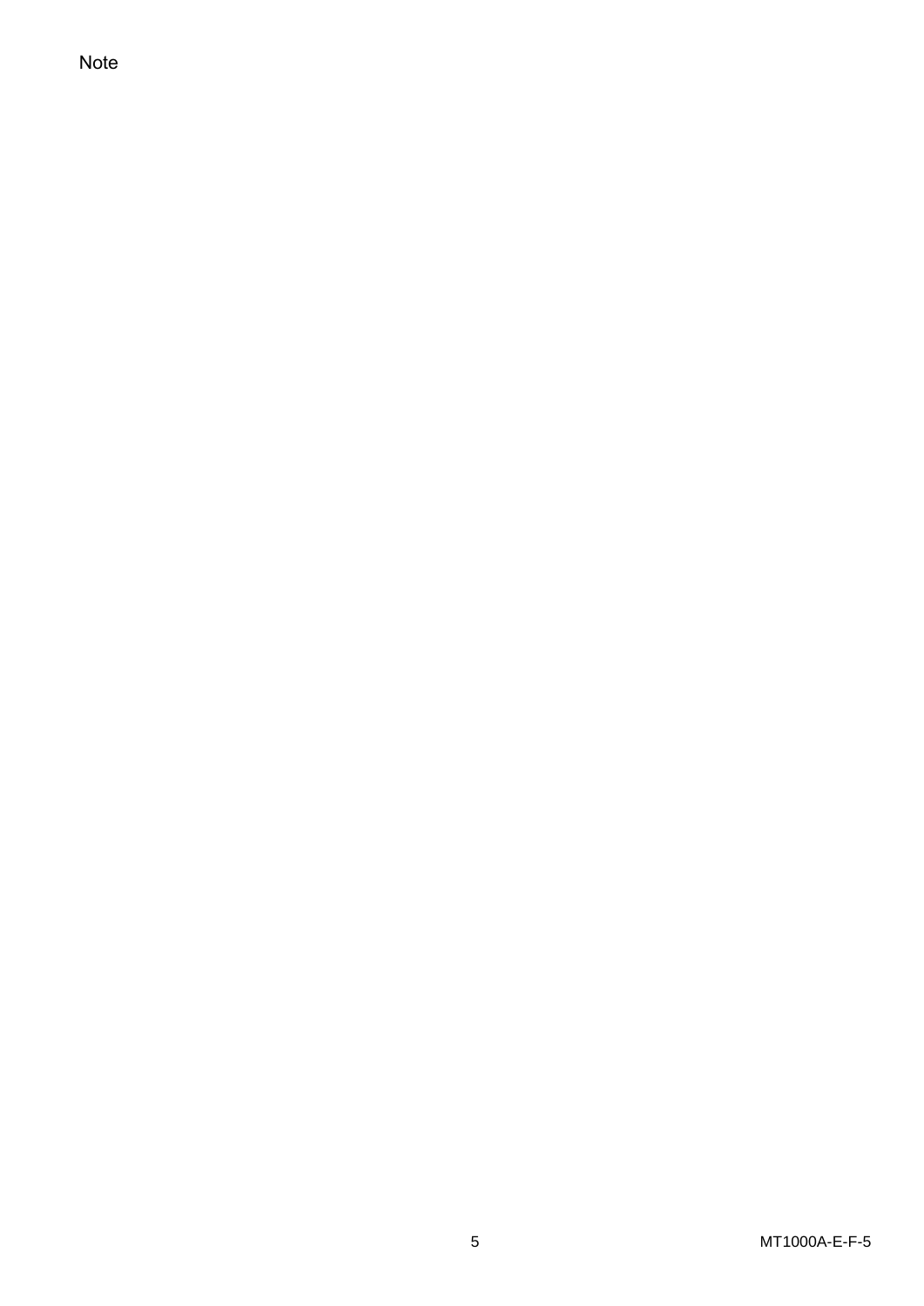Note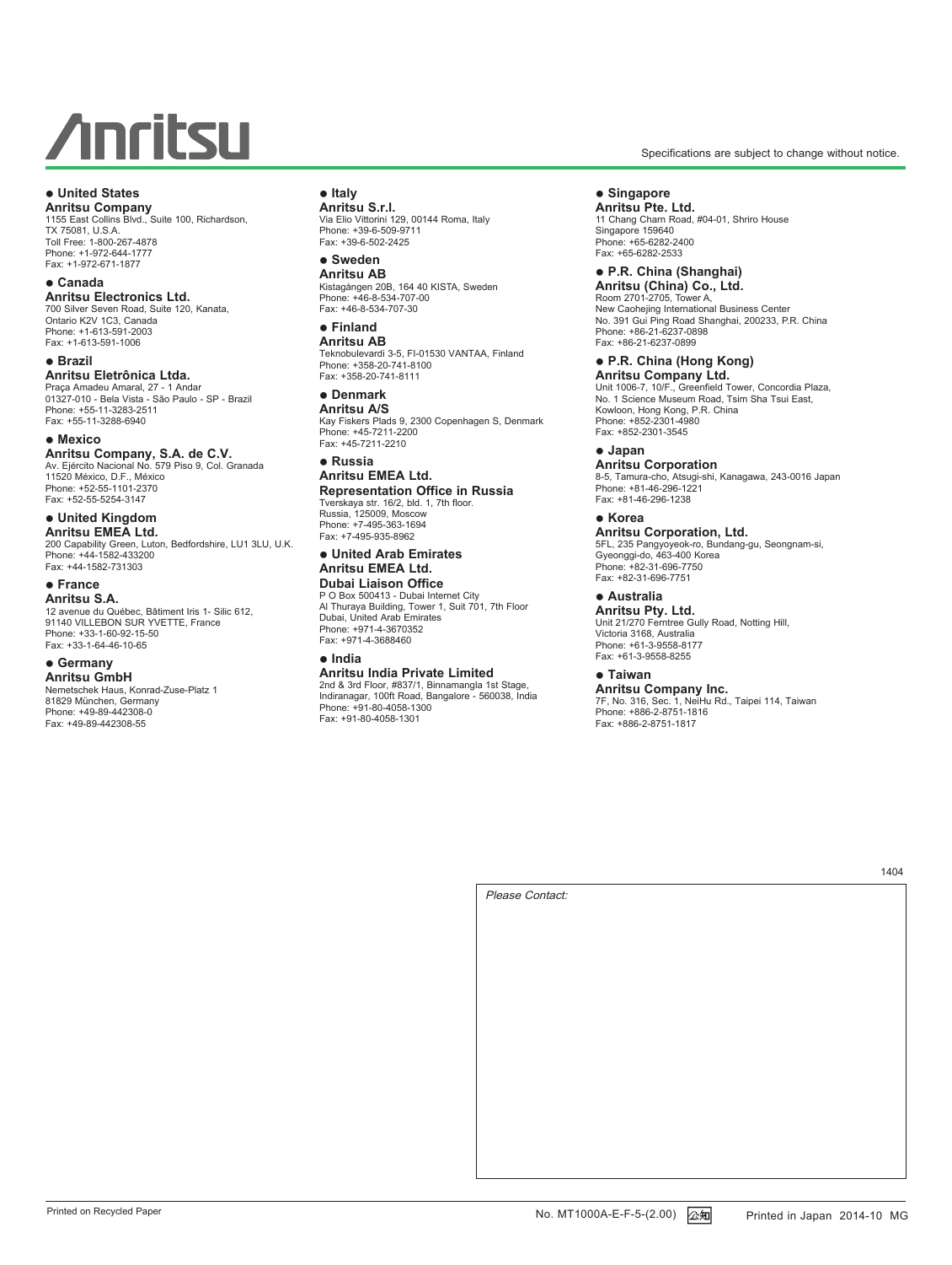Anritsu

Specifications are subject to change without notice.

- **United States**

**Anritsu Company**
1155 East Collins Blvd., Suite 100, Richardson, TX 75081, U.S.A.
Toll Free: 1-800-267-4878
Phone: +1-972-644-1777
Fax: +1-972-671-1877

- **Canada**

**Anritsu Electronics Ltd.**
700 Silver Seven Road, Suite 120, Kanata, Ontario K2V 1C3, Canada
Phone: +1-613-591-2003
Fax: +1-613-591-1006

- **Brazil**

**Anritsu Eletrônica Ltda.**
Praça Amadeu Amaral, 27 - 1 Andar
01327-010 - Bela Vista - São Paulo - SP - Brazil
Phone: +55-11-3283-2511
Fax: +55-11-3288-6940

- **Mexico**

**Anritsu Company, S.A. de C.V.**
Av. Ejército Nacional No. 579 Piso 9, Col. Granada
11520 México, D.F., México
Phone: +52-55-1101-2370
Fax: +52-55-5254-3147

- **United Kingdom**

**Anritsu EMEA Ltd.**
200 Capability Green, Luton, Bedfordshire, LU1 3LU, U.K.
Phone: +44-1582-433200
Fax: +44-1582-731303

- **France**

**Anritsu S.A.**
12 avenue du Québec, Bâtiment Iris 1- Silic 612, 91140 VILLEBON SUR YVETTE, France
Phone: +33-1-60-92-15-50
Fax: +33-1-64-46-10-65

- **Germany**

**Anritsu GmbH**
Nemetschek Haus, Konrad-Zuse-Platz 1
81829 München, Germany
Phone: +49-89-442308-0
Fax: +49-89-442308-55

- **Italy**

**Anritsu S.r.l.**
Via Elio Vittorini 129, 00144 Roma, Italy
Phone: +39-6-509-9711
Fax: +39-6-502-2425

- **Sweden**

**Anritsu AB**
Kistagången 20B, 164 40 KISTA, Sweden
Phone: +46-8-534-707-00
Fax: +46-8-534-707-30

- **Finland**

**Anritsu AB**
Teknobulevardi 3-5, FI-01530 VANTAA, Finland
Phone: +358-20-741-8100
Fax: +358-20-741-8111

- **Denmark**

**Anritsu A/S**
Kay Fiskers Plads 9, 2300 Copenhagen S, Denmark
Phone: +45-7211-2200
Fax: +45-7211-2210

- **Russia**

**Anritsu EMEA Ltd.**
**Representation Office in Russia**
Tverskaya str. 16/2, bld. 1, 7th floor.
Russia, 125009, Moscow
Phone: +7-495-363-1694
Fax: +7-495-935-8962

- **United Arab Emirates**

**Anritsu EMEA Ltd.**
**Dubai Liaison Office**
P O Box 500413 - Dubai Internet City
Al Thuraya Building, Tower 1, Suit 701, 7th Floor
Dubai, United Arab Emirates
Phone: +971-4-3670352
Fax: +971-4-3688460

- **India**

**Anritsu India Private Limited**
2nd & 3rd Floor, #837/1, Binnamangla 1st Stage, Indiranagar, 100ft Road, Bangalore - 560038, India
Phone: +91-80-4058-1300
Fax: +91-80-4058-1301

- **Singapore**

**Anritsu Pte. Ltd.**
11 Chang Charn Road, #04-01, Shriro House
Singapore 159640
Phone: +65-6282-2400
Fax: +65-6282-2533

- **P.R. China (Shanghai)**

**Anritsu (China) Co., Ltd.**
Room 2701-2705, Tower A,
New Caohejing International Business Center
No. 391 Gui Ping Road Shanghai, 200233, P.R. China
Phone: +86-21-6237-0898
Fax: +86-21-6237-0899

- **P.R. China (Hong Kong)**

**Anritsu Company Ltd.**
Unit 1006-7, 10/F., Greenfield Tower, Concordia Plaza, No. 1 Science Museum Road, Tsim Sha Tsui East, Kowloon, Hong Kong, P.R. China
Phone: +852-2301-4980
Fax: +852-2301-3545

- **Japan**

**Anritsu Corporation**
8-5, Tamura-cho, Atsugi-shi, Kanagawa, 243-0016 Japan
Phone: +81-46-296-1221
Fax: +81-46-296-1238

- **Korea**

**Anritsu Corporation, Ltd.**
5FL, 235 Pangyoyeok-ro, Bundang-gu, Seongnam-si, Gyeonggi-do, 463-400 Korea
Phone: +82-31-696-7750
Fax: +82-31-696-7751

- **Australia**

**Anritsu Pty. Ltd.**
Unit 21/270 Ferntree Gully Road, Notting Hill, Victoria 3168, Australia
Phone: +61-3-9558-8177
Fax: +61-3-9558-8255

- **Taiwan**

**Anritsu Company Inc.**
7F, No. 316, Sec. 1, NeiHu Rd., Taipei 114, Taiwan
Phone: +886-2-8751-1816
Fax: +886-2-8751-1817

1404

*Please Contact:*

Printed on Recycled Paper

No. MT1000A-E-F-5-(2.00) 公知 Printed in Japan 2014-10 MG